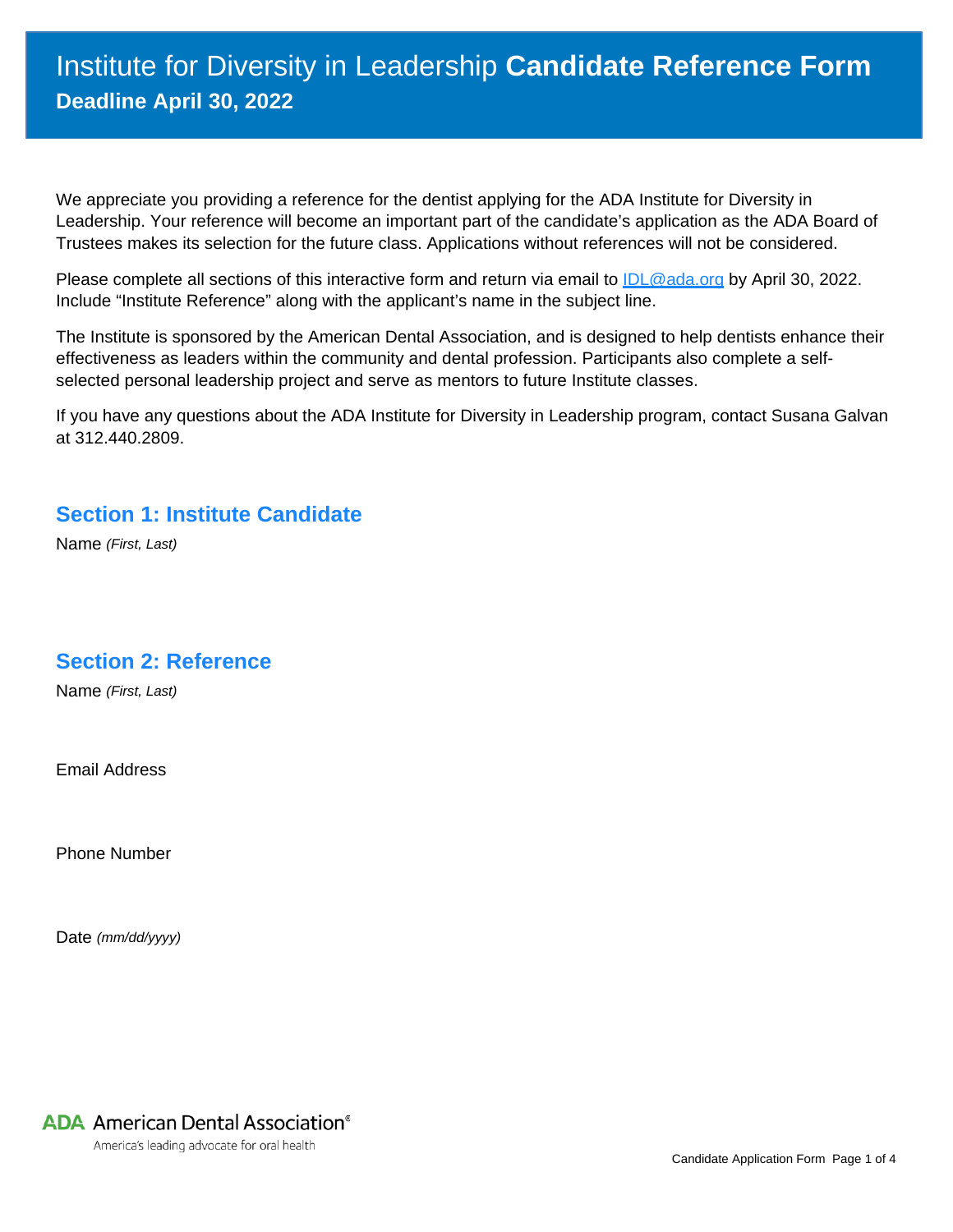# Institute for Diversity in Leadership **Candidate Reference Form**

**Deadline April 30, 2022**

We appreciate you providing a reference for the dentist applying for the ADA Institute for Diversity in Leadership. Your reference will become an important part of the candidate's application as the ADA Board of Trustees makes its selection for the future class. Applications without references will not be considered.

Please complete all sections of this interactive form and return via email to [IDL@ada.org](mailto:IDL@ada.org) by April 30, 2022. Include "Institute Reference" along with the applicant's name in the subject line.

The Institute is sponsored by the American Dental Association, and is designed to help dentists enhance their effectiveness as leaders within the community and dental profession. Participants also complete a self-selected personal leadership project and serve as mentors to future Institute classes.

If you have any questions about the ADA Institute for Diversity in Leadership program, contact Susana Galvan at 312.440.2809.

## Section 1: Institute Candidate

Name *(First, Last)*

## Section 2: Reference

Name *(First, Last)*

Email Address

Phone Number

Date *(mm/dd/yyyy)*

ADA American Dental Association®

America's leading advocate for oral health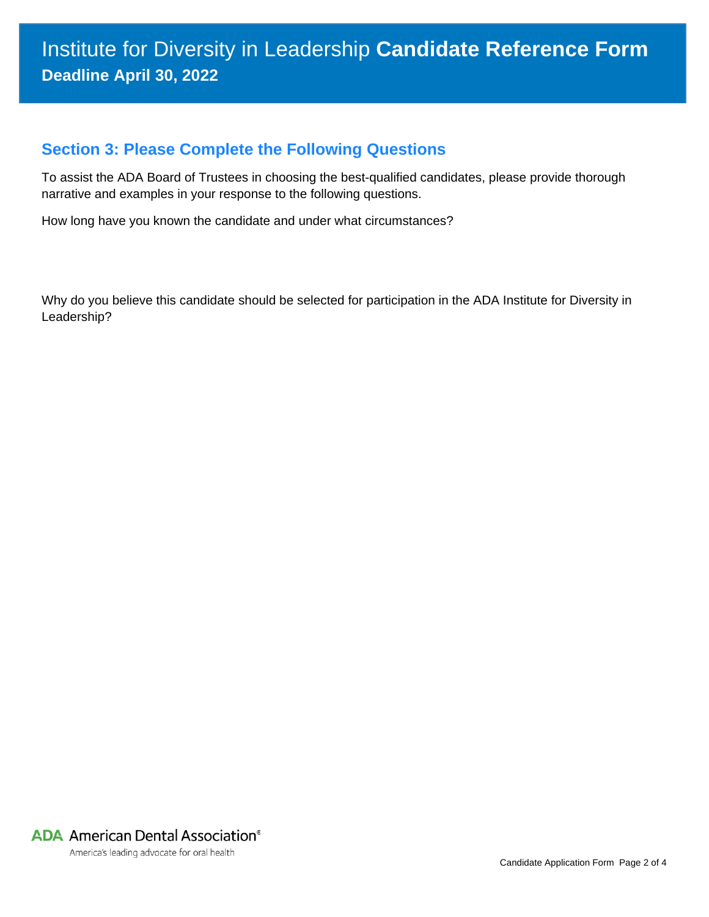# Institute for Diversity in Leadership **Candidate Reference Form**

**Deadline April 30, 2022**

## Section 3: Please Complete the Following Questions

To assist the ADA Board of Trustees in choosing the best-qualified candidates, please provide thorough narrative and examples in your response to the following questions.

How long have you known the candidate and under what circumstances?

Why do you believe this candidate should be selected for participation in the ADA Institute for Diversity in Leadership?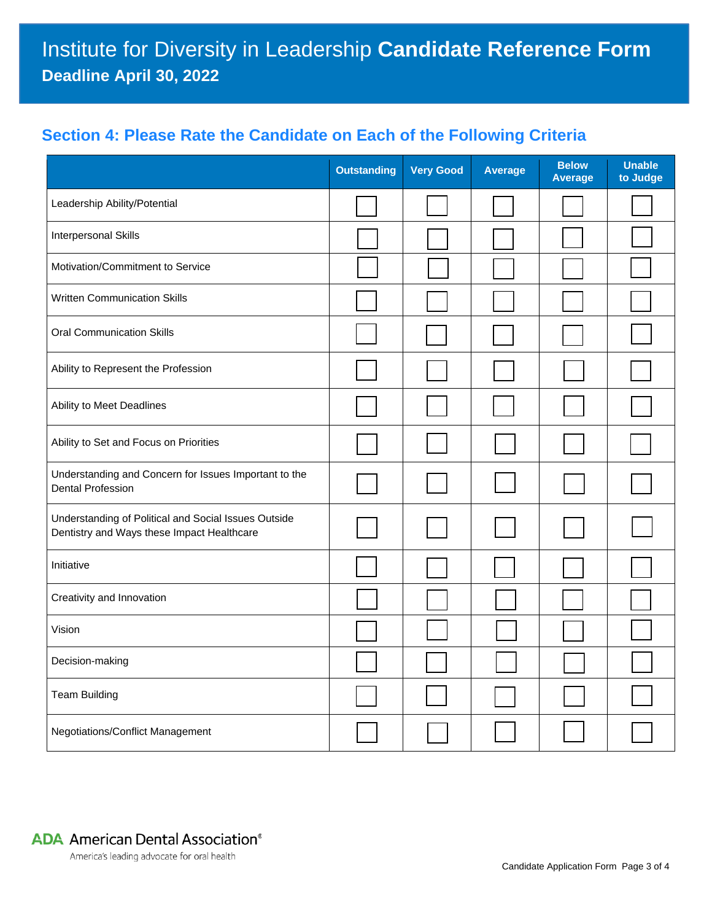# Institute for Diversity in Leadership **Candidate Reference Form**

**Deadline April 30, 2022**

## Section 4: Please Rate the Candidate on Each of the Following Criteria

| | Outstanding | Very Good | Average | Below Average | Unable to Judge |
|---|---|---|---|---|---|
| Leadership Ability/Potential | ☐ | ☐ | ☐ | ☐ | ☐ |
| Interpersonal Skills | ☐ | ☐ | ☐ | ☐ | ☐ |
| Motivation/Commitment to Service | ☐ | ☐ | ☐ | ☐ | ☐ |
| Written Communication Skills | ☐ | ☐ | ☐ | ☐ | ☐ |
| Oral Communication Skills | ☐ | ☐ | ☐ | ☐ | ☐ |
| Ability to Represent the Profession | ☐ | ☐ | ☐ | ☐ | ☐ |
| Ability to Meet Deadlines | ☐ | ☐ | ☐ | ☐ | ☐ |
| Ability to Set and Focus on Priorities | ☐ | ☐ | ☐ | ☐ | ☐ |
| Understanding and Concern for Issues Important to the Dental Profession | ☐ | ☐ | ☐ | ☐ | ☐ |
| Understanding of Political and Social Issues Outside Dentistry and Ways these Impact Healthcare | ☐ | ☐ | ☐ | ☐ | ☐ |
| Initiative | ☐ | ☐ | ☐ | ☐ | ☐ |
| Creativity and Innovation | ☐ | ☐ | ☐ | ☐ | ☐ |
| Vision | ☐ | ☐ | ☐ | ☐ | ☐ |
| Decision-making | ☐ | ☐ | ☐ | ☐ | ☐ |
| Team Building | ☐ | ☐ | ☐ | ☐ | ☐ |
| Negotiations/Conflict Management | ☐ | ☐ | ☐ | ☐ | ☐ |

**ADA** American Dental Association®

America's leading advocate for oral health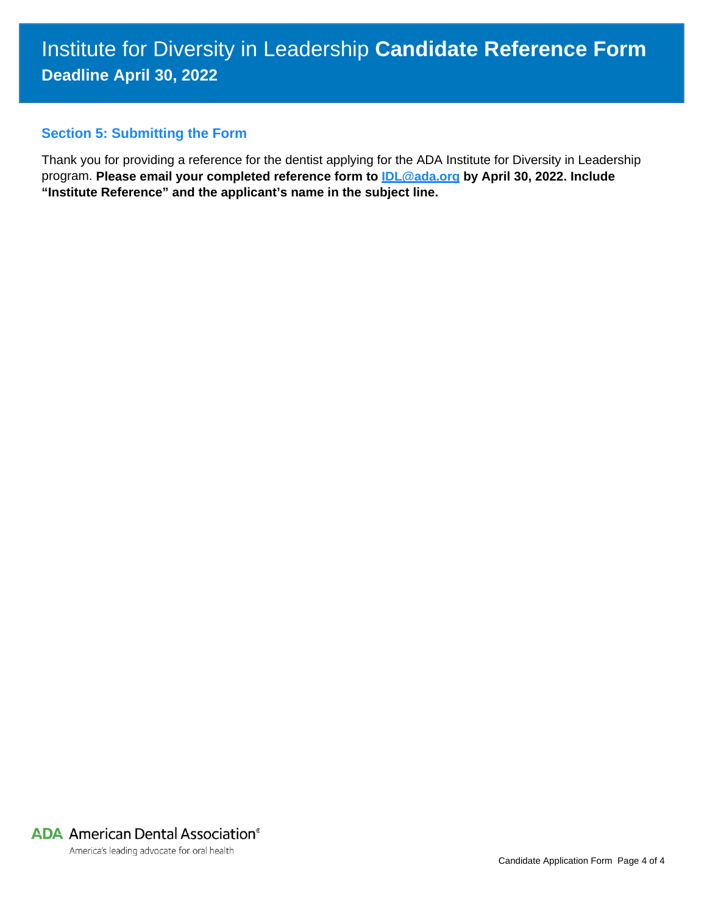# Institute for Diversity in Leadership **Candidate Reference Form**

**Deadline April 30, 2022**

## Section 5: Submitting the Form

Thank you for providing a reference for the dentist applying for the ADA Institute for Diversity in Leadership program. **Please email your completed reference form to IDL@ada.org by April 30, 2022. Include "Institute Reference" and the applicant's name in the subject line.**

ADA American Dental Association®

America's leading advocate for oral health